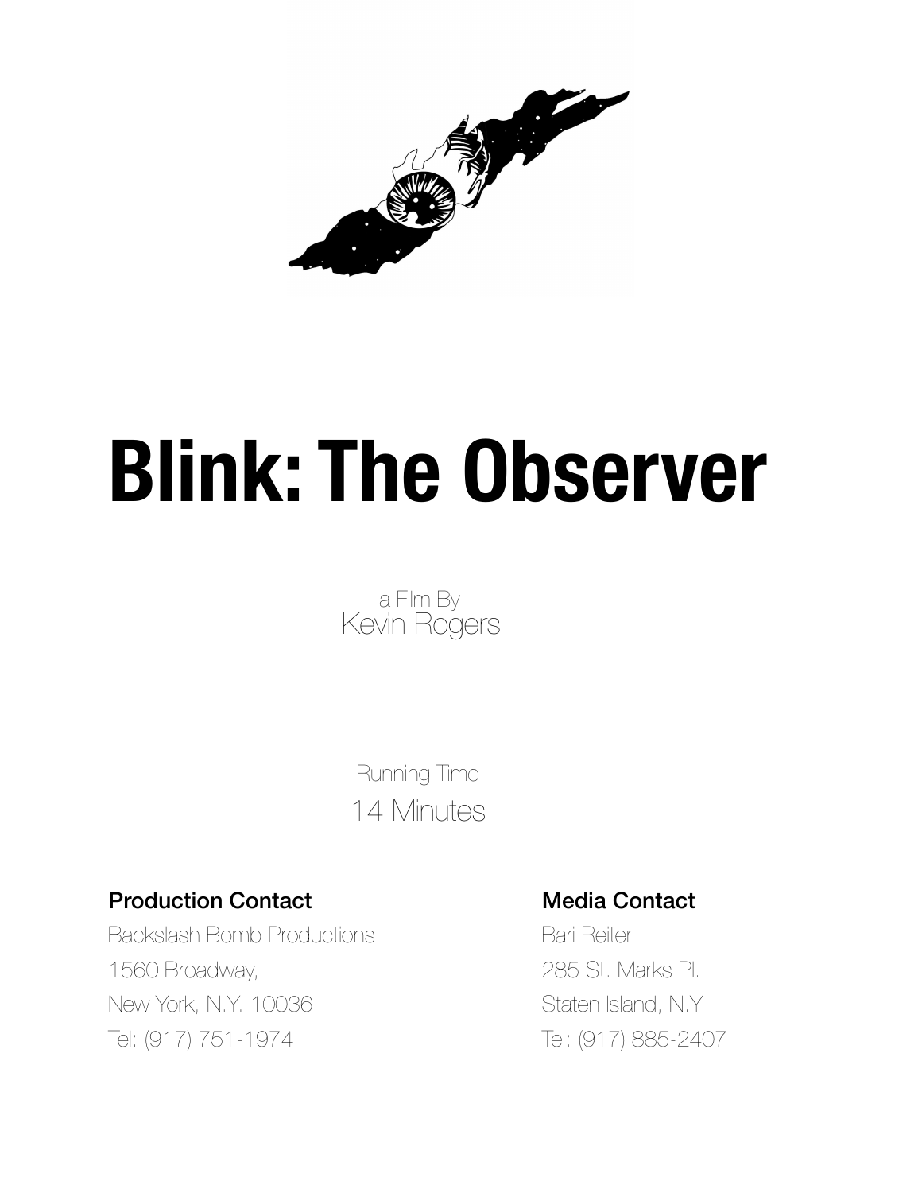# Blink: The Observer

a Film By
Kevin Rogers

Running Time
14 Minutes

**Production Contact**

Backslash Bomb Productions
1560 Broadway,
New York, N.Y. 10036
Tel: (917) 751-1974

**Media Contact**

Bari Reiter
285 St. Marks Pl.
Staten Island, N.Y
Tel: (917) 885-2407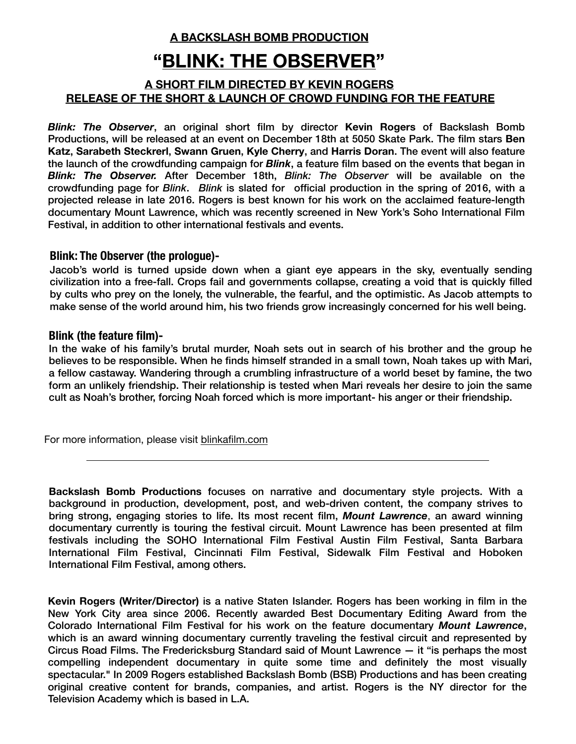**A BACKSLASH BOMB PRODUCTION**

# "BLINK: THE OBSERVER"

### A SHORT FILM DIRECTED BY KEVIN ROGERS
### RELEASE OF THE SHORT & LAUNCH OF CROWD FUNDING FOR THE FEATURE

***Blink: The Observer***, an original short film by director **Kevin Rogers** of Backslash Bomb Productions, will be released at an event on December 18th at 5050 Skate Park. The film stars **Ben Katz**, **Sarabeth Steckrerl**, **Swann Gruen**, **Kyle Cherry**, and **Harris Doran**. The event will also feature the launch of the crowdfunding campaign for ***Blink***, a feature film based on the events that began in ***Blink: The Observer.*** After December 18th, *Blink: The Observer* will be available on the crowdfunding page for *Blink*. *Blink* is slated for official production in the spring of 2016, with a projected release in late 2016. Rogers is best known for his work on the acclaimed feature-length documentary Mount Lawrence, which was recently screened in New York's Soho International Film Festival, in addition to other international festivals and events.

### Blink: The Observer (the prologue)-

Jacob's world is turned upside down when a giant eye appears in the sky, eventually sending civilization into a free-fall. Crops fail and governments collapse, creating a void that is quickly filled by cults who prey on the lonely, the vulnerable, the fearful, and the optimistic. As Jacob attempts to make sense of the world around him, his two friends grow increasingly concerned for his well being.

### Blink (the feature film)-

In the wake of his family's brutal murder, Noah sets out in search of his brother and the group he believes to be responsible. When he finds himself stranded in a small town, Noah takes up with Mari, a fellow castaway. Wandering through a crumbling infrastructure of a world beset by famine, the two form an unlikely friendship. Their relationship is tested when Mari reveals her desire to join the same cult as Noah's brother, forcing Noah forced which is more important- his anger or their friendship.

For more information, please visit blinkafilm.com

---

**Backslash Bomb Productions** focuses on narrative and documentary style projects. With a background in production, development, post, and web-driven content, the company strives to bring strong, engaging stories to life. Its most recent film, ***Mount Lawrence***, an award winning documentary currently is touring the festival circuit. Mount Lawrence has been presented at film festivals including the SOHO International Film Festival Austin Film Festival, Santa Barbara International Film Festival, Cincinnati Film Festival, Sidewalk Film Festival and Hoboken International Film Festival, among others.

**Kevin Rogers (Writer/Director)** is a native Staten Islander. Rogers has been working in film in the New York City area since 2006. Recently awarded Best Documentary Editing Award from the Colorado International Film Festival for his work on the feature documentary ***Mount Lawrence***, which is an award winning documentary currently traveling the festival circuit and represented by Circus Road Films. The Fredericksburg Standard said of Mount Lawrence — it "is perhaps the most compelling independent documentary in quite some time and definitely the most visually spectacular." In 2009 Rogers established Backslash Bomb (BSB) Productions and has been creating original creative content for brands, companies, and artist. Rogers is the NY director for the Television Academy which is based in L.A.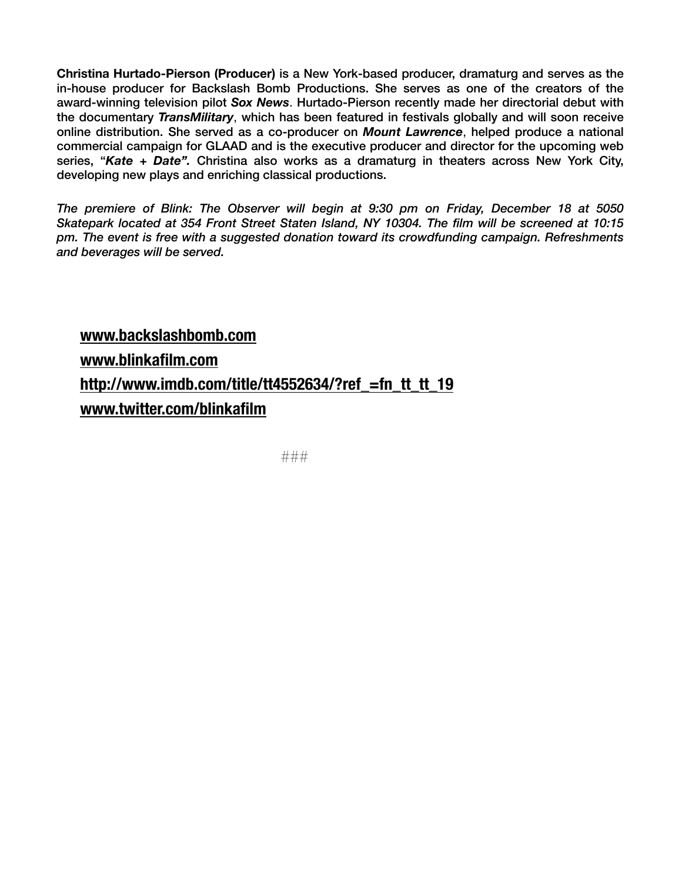**Christina Hurtado-Pierson (Producer)** is a New York-based producer, dramaturg and serves as the in-house producer for Backslash Bomb Productions. She serves as one of the creators of the award-winning television pilot ***Sox News***. Hurtado-Pierson recently made her directorial debut with the documentary ***TransMilitary***, which has been featured in festivals globally and will soon receive online distribution. She served as a co-producer on ***Mount Lawrence***, helped produce a national commercial campaign for GLAAD and is the executive producer and director for the upcoming web series, **"*Kate + Date".*** Christina also works as a dramaturg in theaters across New York City, developing new plays and enriching classical productions.

*The premiere of Blink: The Observer will begin at 9:30 pm on Friday, December 18 at 5050 Skatepark located at 354 Front Street Staten Island, NY 10304. The film will be screened at 10:15 pm. The event is free with a suggested donation toward its crowdfunding campaign. Refreshments and beverages will be served.*

**www.backslashbomb.com**

**www.blinkafilm.com**

**http://www.imdb.com/title/tt4552634/?ref_=fn_tt_tt_19**

**www.twitter.com/blinkafilm**

###